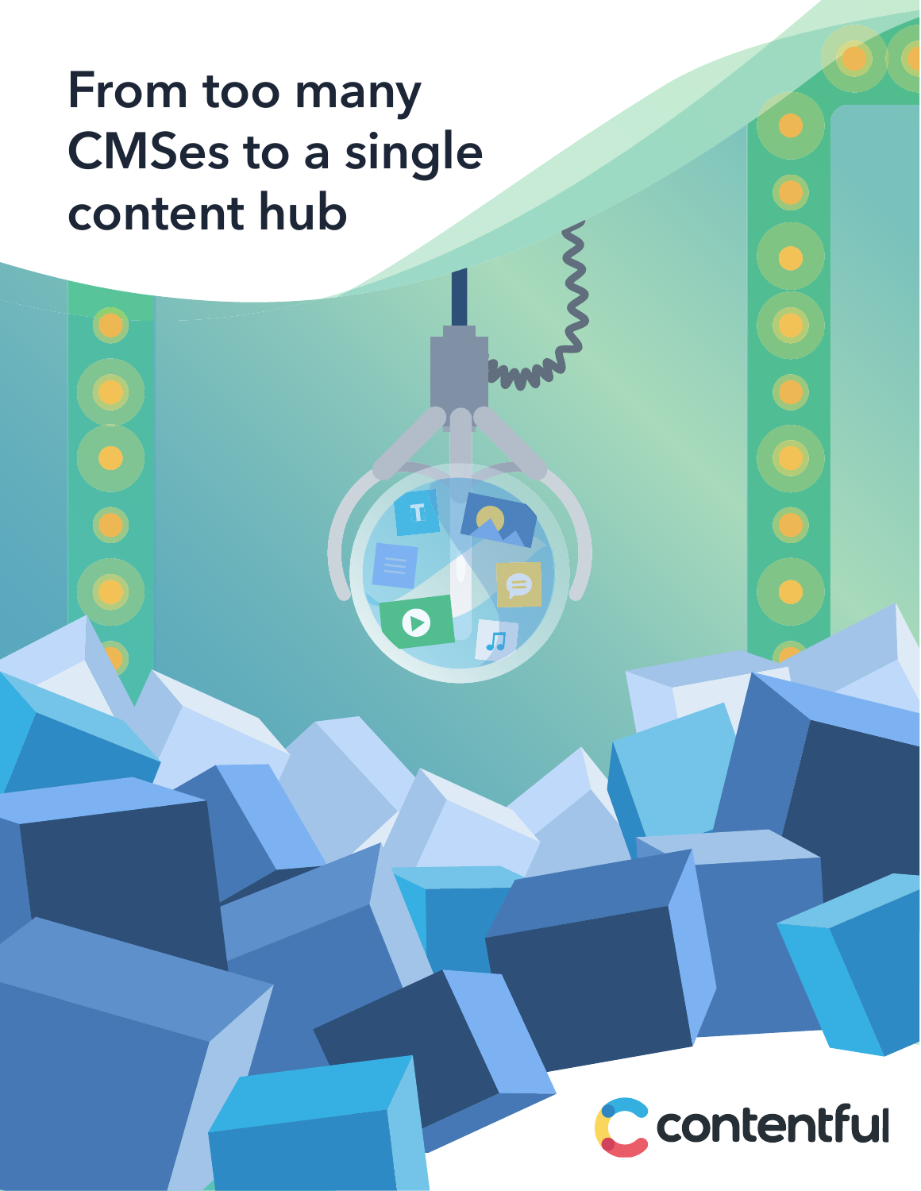# From too many CMSes to a single content hub

contentful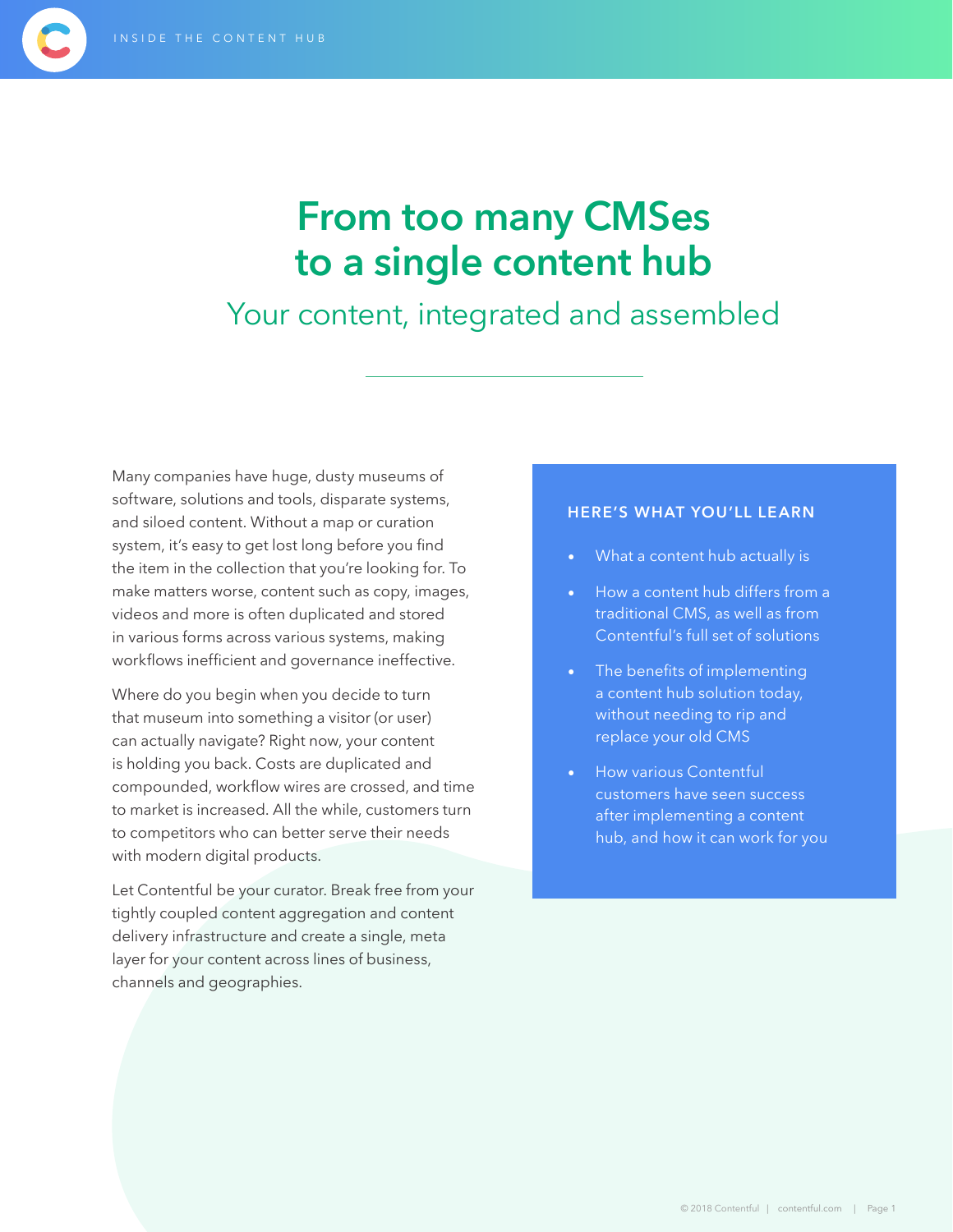# From too many CMSes to a single content hub

## Your content, integrated and assembled

Many companies have huge, dusty museums of software, solutions and tools, disparate systems, and siloed content. Without a map or curation system, it's easy to get lost long before you find the item in the collection that you're looking for. To make matters worse, content such as copy, images, videos and more is often duplicated and stored in various forms across various systems, making workflows inefficient and governance ineffective.

Where do you begin when you decide to turn that museum into something a visitor (or user) can actually navigate? Right now, your content is holding you back. Costs are duplicated and compounded, workflow wires are crossed, and time to market is increased. All the while, customers turn to competitors who can better serve their needs with modern digital products.

Let Contentful be your curator. Break free from your tightly coupled content aggregation and content delivery infrastructure and create a single, meta layer for your content across lines of business, channels and geographies.

### HERE'S WHAT YOU'LL LEARN

- What a content hub actually is
- How a content hub differs from a traditional CMS, as well as from Contentful's full set of solutions
- The benefits of implementing a content hub solution today, without needing to rip and replace your old CMS
- How various Contentful customers have seen success after implementing a content hub, and how it can work for you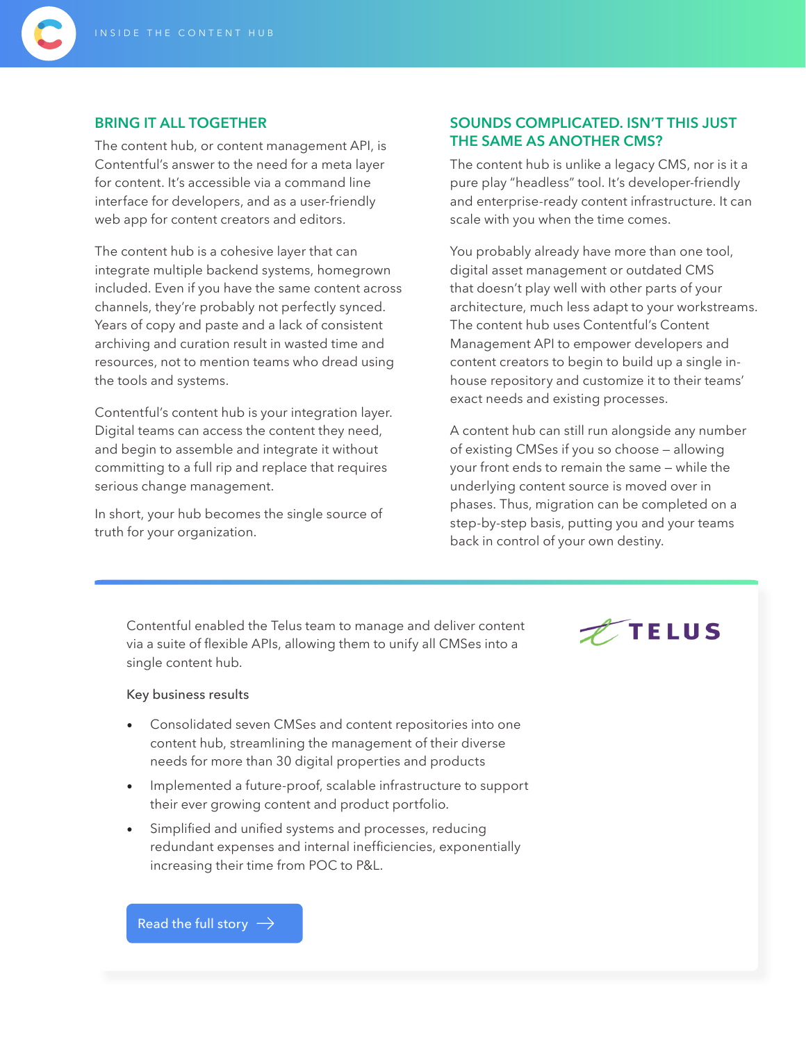## BRING IT ALL TOGETHER

The content hub, or content management API, is Contentful's answer to the need for a meta layer for content. It's accessible via a command line interface for developers, and as a user-friendly web app for content creators and editors.

The content hub is a cohesive layer that can integrate multiple backend systems, homegrown included. Even if you have the same content across channels, they're probably not perfectly synced. Years of copy and paste and a lack of consistent archiving and curation result in wasted time and resources, not to mention teams who dread using the tools and systems.

Contentful's content hub is your integration layer. Digital teams can access the content they need, and begin to assemble and integrate it without committing to a full rip and replace that requires serious change management.

In short, your hub becomes the single source of truth for your organization.

## SOUNDS COMPLICATED. ISN'T THIS JUST THE SAME AS ANOTHER CMS?

The content hub is unlike a legacy CMS, nor is it a pure play "headless" tool. It's developer-friendly and enterprise-ready content infrastructure. It can scale with you when the time comes.

You probably already have more than one tool, digital asset management or outdated CMS that doesn't play well with other parts of your architecture, much less adapt to your workstreams. The content hub uses Contentful's Content Management API to empower developers and content creators to begin to build up a single in-house repository and customize it to their teams' exact needs and existing processes.

A content hub can still run alongside any number of existing CMSes if you so choose – allowing your front ends to remain the same – while the underlying content source is moved over in phases. Thus, migration can be completed on a step-by-step basis, putting you and your teams back in control of your own destiny.

---

TELUS

Contentful enabled the Telus team to manage and deliver content via a suite of flexible APIs, allowing them to unify all CMSes into a single content hub.

Key business results

- Consolidated seven CMSes and content repositories into one content hub, streamlining the management of their diverse needs for more than 30 digital properties and products
- Implemented a future-proof, scalable infrastructure to support their ever growing content and product portfolio.
- Simplified and unified systems and processes, reducing redundant expenses and internal inefficiencies, exponentially increasing their time from POC to P&L.

Read the full story →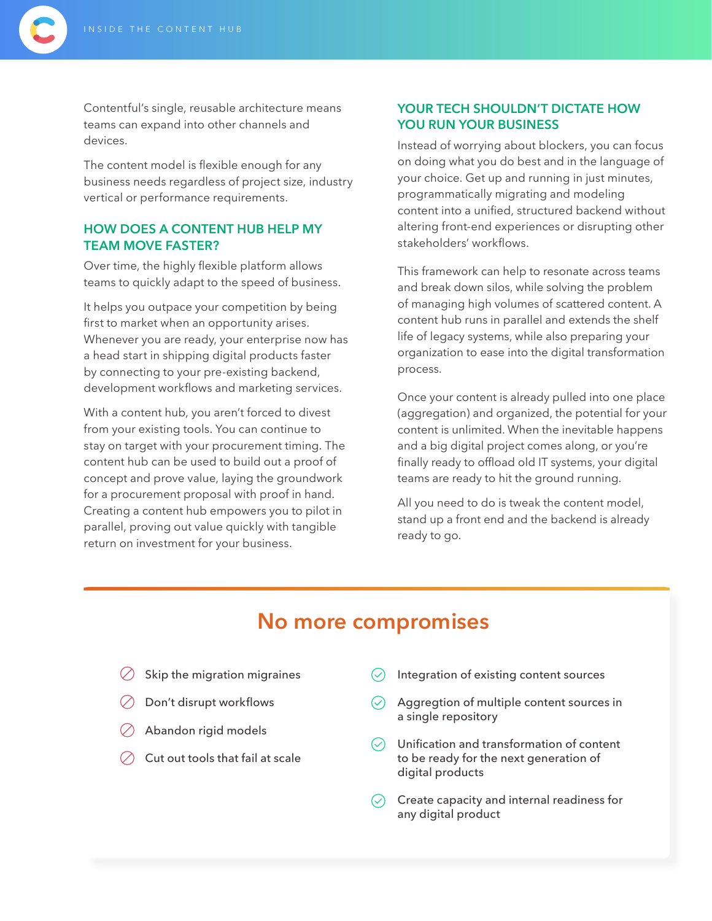Contentful's single, reusable architecture means teams can expand into other channels and devices.

The content model is flexible enough for any business needs regardless of project size, industry vertical or performance requirements.

## HOW DOES A CONTENT HUB HELP MY TEAM MOVE FASTER?

Over time, the highly flexible platform allows teams to quickly adapt to the speed of business.

It helps you outpace your competition by being first to market when an opportunity arises. Whenever you are ready, your enterprise now has a head start in shipping digital products faster by connecting to your pre-existing backend, development workflows and marketing services.

With a content hub, you aren't forced to divest from your existing tools. You can continue to stay on target with your procurement timing. The content hub can be used to build out a proof of concept and prove value, laying the groundwork for a procurement proposal with proof in hand. Creating a content hub empowers you to pilot in parallel, proving out value quickly with tangible return on investment for your business.

## YOUR TECH SHOULDN'T DICTATE HOW YOU RUN YOUR BUSINESS

Instead of worrying about blockers, you can focus on doing what you do best and in the language of your choice. Get up and running in just minutes, programmatically migrating and modeling content into a unified, structured backend without altering front-end experiences or disrupting other stakeholders' workflows.

This framework can help to resonate across teams and break down silos, while solving the problem of managing high volumes of scattered content. A content hub runs in parallel and extends the shelf life of legacy systems, while also preparing your organization to ease into the digital transformation process.

Once your content is already pulled into one place (aggregation) and organized, the potential for your content is unlimited. When the inevitable happens and a big digital project comes along, or you're finally ready to offload old IT systems, your digital teams are ready to hit the ground running.

All you need to do is tweak the content model, stand up a front end and the backend is already ready to go.

## No more compromises

- Skip the migration migraines
- Don't disrupt workflows
- Abandon rigid models
- Cut out tools that fail at scale

- Integration of existing content sources
- Aggregtion of multiple content sources in a single repository
- Unification and transformation of content to be ready for the next generation of digital products
- Create capacity and internal readiness for any digital product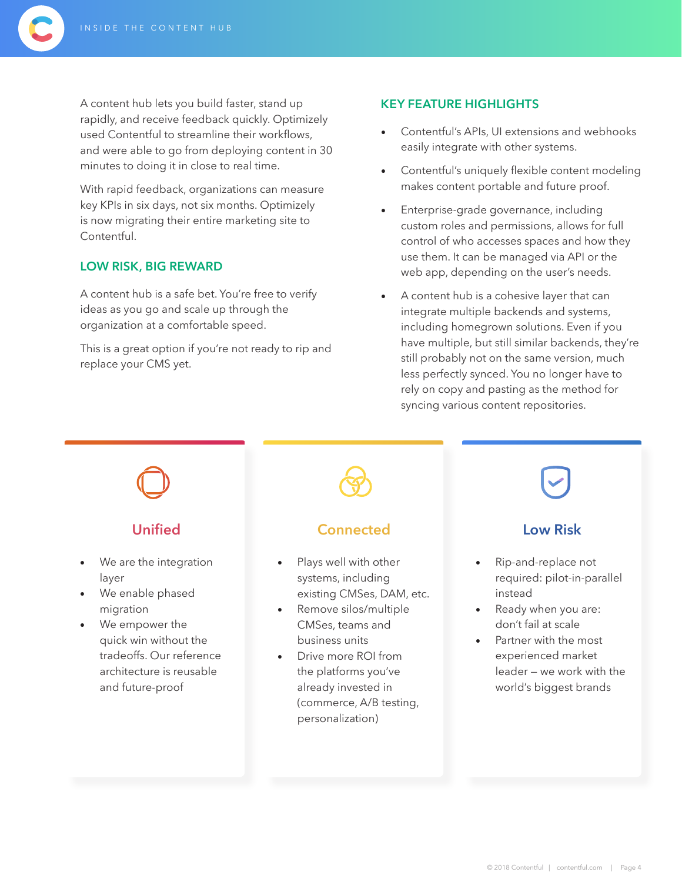A content hub lets you build faster, stand up rapidly, and receive feedback quickly. Optimizely used Contentful to streamline their workflows, and were able to go from deploying content in 30 minutes to doing it in close to real time.

With rapid feedback, organizations can measure key KPIs in six days, not six months. Optimizely is now migrating their entire marketing site to Contentful.

## LOW RISK, BIG REWARD

A content hub is a safe bet. You're free to verify ideas as you go and scale up through the organization at a comfortable speed.

This is a great option if you're not ready to rip and replace your CMS yet.

## KEY FEATURE HIGHLIGHTS

- Contentful's APIs, UI extensions and webhooks easily integrate with other systems.
- Contentful's uniquely flexible content modeling makes content portable and future proof.
- Enterprise-grade governance, including custom roles and permissions, allows for full control of who accesses spaces and how they use them. It can be managed via API or the web app, depending on the user's needs.
- A content hub is a cohesive layer that can integrate multiple backends and systems, including homegrown solutions. Even if you have multiple, but still similar backends, they're still probably not on the same version, much less perfectly synced. You no longer have to rely on copy and pasting as the method for syncing various content repositories.

### Unified

- We are the integration layer
- We enable phased migration
- We empower the quick win without the tradeoffs. Our reference architecture is reusable and future-proof

### Connected

- Plays well with other systems, including existing CMSes, DAM, etc.
- Remove silos/multiple CMSes, teams and business units
- Drive more ROI from the platforms you've already invested in (commerce, A/B testing, personalization)

### Low Risk

- Rip-and-replace not required: pilot-in-parallel instead
- Ready when you are: don't fail at scale
- Partner with the most experienced market leader – we work with the world's biggest brands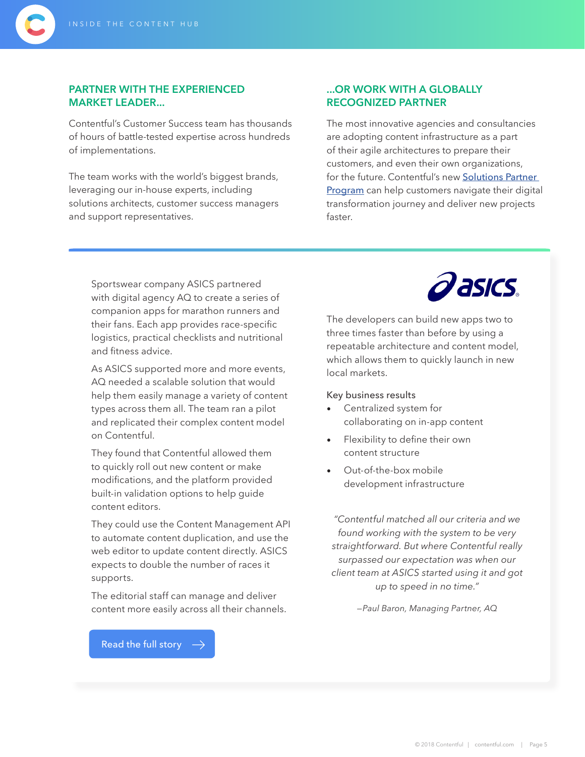## PARTNER WITH THE EXPERIENCED MARKET LEADER...

Contentful's Customer Success team has thousands of hours of battle-tested expertise across hundreds of implementations.

The team works with the world's biggest brands, leveraging our in-house experts, including solutions architects, customer success managers and support representatives.

## ...OR WORK WITH A GLOBALLY RECOGNIZED PARTNER

The most innovative agencies and consultancies are adopting content infrastructure as a part of their agile architectures to prepare their customers, and even their own organizations, for the future. Contentful's new Solutions Partner Program can help customers navigate their digital transformation journey and deliver new projects faster.

---

Sportswear company ASICS partnered with digital agency AQ to create a series of companion apps for marathon runners and their fans. Each app provides race-specific logistics, practical checklists and nutritional and fitness advice.

As ASICS supported more and more events, AQ needed a scalable solution that would help them easily manage a variety of content types across them all. The team ran a pilot and replicated their complex content model on Contentful.

They found that Contentful allowed them to quickly roll out new content or make modifications, and the platform provided built-in validation options to help guide content editors.

They could use the Content Management API to automate content duplication, and use the web editor to update content directly. ASICS expects to double the number of races it supports.

The editorial staff can manage and deliver content more easily across all their channels.

Read the full story →

The developers can build new apps two to three times faster than before by using a repeatable architecture and content model, which allows them to quickly launch in new local markets.

Key business results

- Centralized system for collaborating on in-app content
- Flexibility to define their own content structure
- Out-of-the-box mobile development infrastructure

*"Contentful matched all our criteria and we found working with the system to be very straightforward. But where Contentful really surpassed our expectation was when our client team at ASICS started using it and got up to speed in no time."*

*–Paul Baron, Managing Partner, AQ*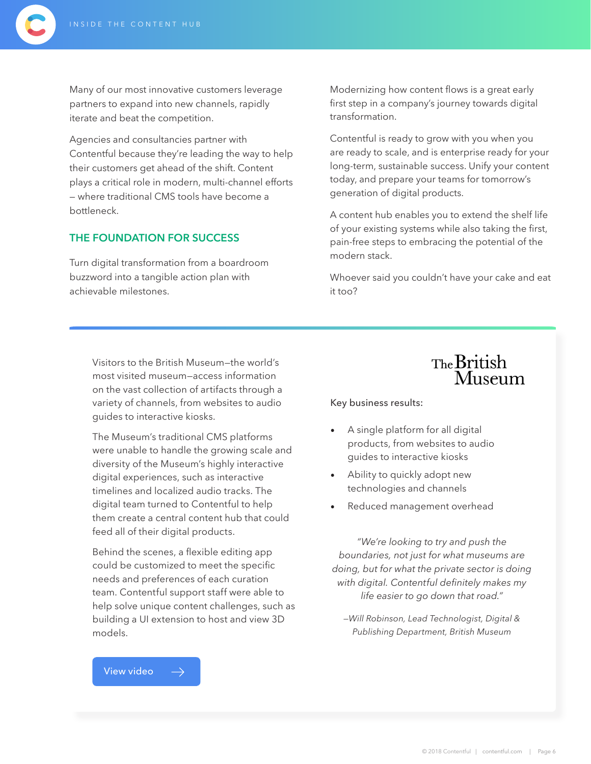Many of our most innovative customers leverage partners to expand into new channels, rapidly iterate and beat the competition.

Agencies and consultancies partner with Contentful because they're leading the way to help their customers get ahead of the shift. Content plays a critical role in modern, multi-channel efforts – where traditional CMS tools have become a bottleneck.

## THE FOUNDATION FOR SUCCESS

Turn digital transformation from a boardroom buzzword into a tangible action plan with achievable milestones.

Modernizing how content flows is a great early first step in a company's journey towards digital transformation.

Contentful is ready to grow with you when you are ready to scale, and is enterprise ready for your long-term, sustainable success. Unify your content today, and prepare your teams for tomorrow's generation of digital products.

A content hub enables you to extend the shelf life of your existing systems while also taking the first, pain-free steps to embracing the potential of the modern stack.

Whoever said you couldn't have your cake and eat it too?

---

Visitors to the British Museum—the world's most visited museum—access information on the vast collection of artifacts through a variety of channels, from websites to audio guides to interactive kiosks.

The Museum's traditional CMS platforms were unable to handle the growing scale and diversity of the Museum's highly interactive digital experiences, such as interactive timelines and localized audio tracks. The digital team turned to Contentful to help them create a central content hub that could feed all of their digital products.

Behind the scenes, a flexible editing app could be customized to meet the specific needs and preferences of each curation team. Contentful support staff were able to help solve unique content challenges, such as building a UI extension to host and view 3D models.

View video →

The British Museum

Key business results:

- A single platform for all digital products, from websites to audio guides to interactive kiosks
- Ability to quickly adopt new technologies and channels
- Reduced management overhead

*"We're looking to try and push the boundaries, not just for what museums are doing, but for what the private sector is doing with digital. Contentful definitely makes my life easier to go down that road."*

*–Will Robinson, Lead Technologist, Digital & Publishing Department, British Museum*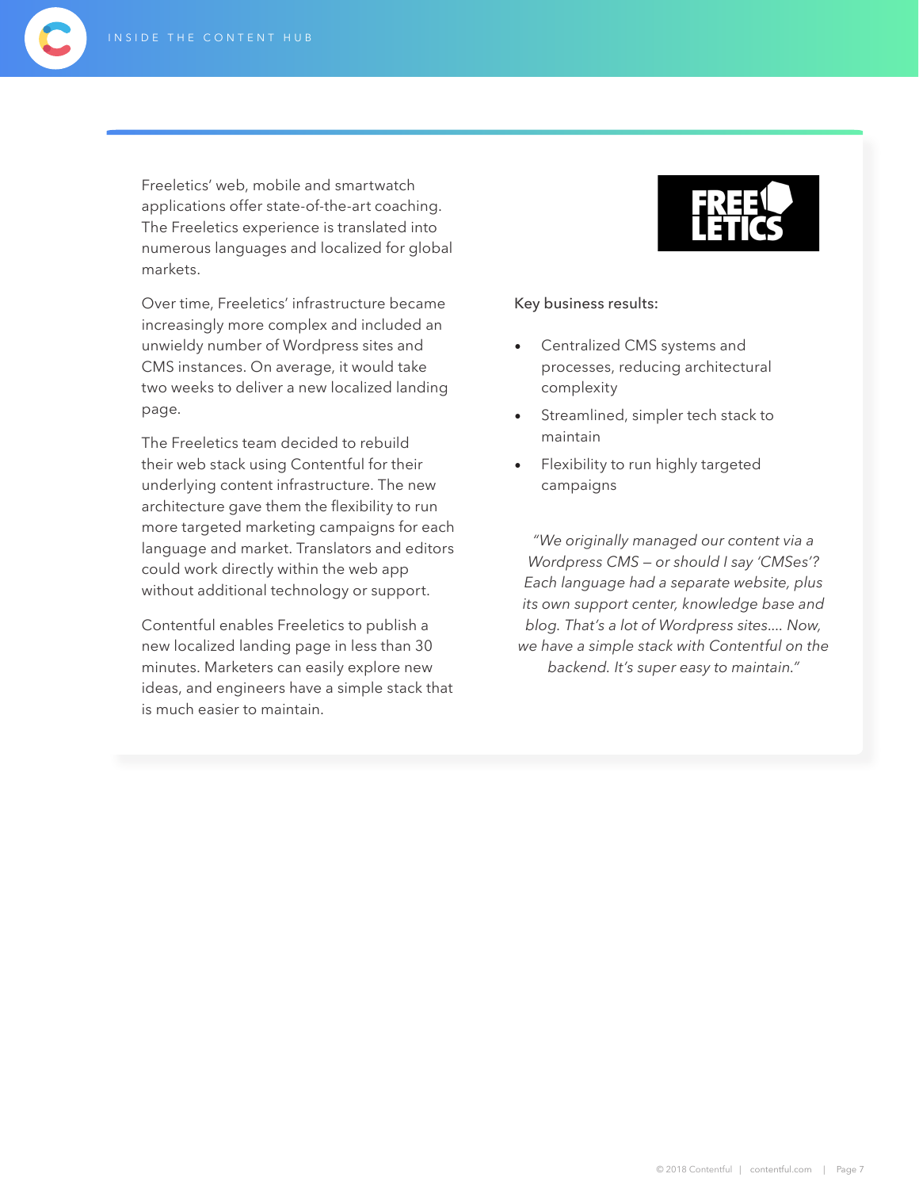Freeletics' web, mobile and smartwatch applications offer state-of-the-art coaching. The Freeletics experience is translated into numerous languages and localized for global markets.

Over time, Freeletics' infrastructure became increasingly more complex and included an unwieldy number of Wordpress sites and CMS instances. On average, it would take two weeks to deliver a new localized landing page.

The Freeletics team decided to rebuild their web stack using Contentful for their underlying content infrastructure. The new architecture gave them the flexibility to run more targeted marketing campaigns for each language and market. Translators and editors could work directly within the web app without additional technology or support.

Contentful enables Freeletics to publish a new localized landing page in less than 30 minutes. Marketers can easily explore new ideas, and engineers have a simple stack that is much easier to maintain.

Key business results:

- Centralized CMS systems and processes, reducing architectural complexity
- Streamlined, simpler tech stack to maintain
- Flexibility to run highly targeted campaigns

*"We originally managed our content via a Wordpress CMS – or should I say 'CMSes'? Each language had a separate website, plus its own support center, knowledge base and blog. That's a lot of Wordpress sites.... Now, we have a simple stack with Contentful on the backend. It's super easy to maintain."*